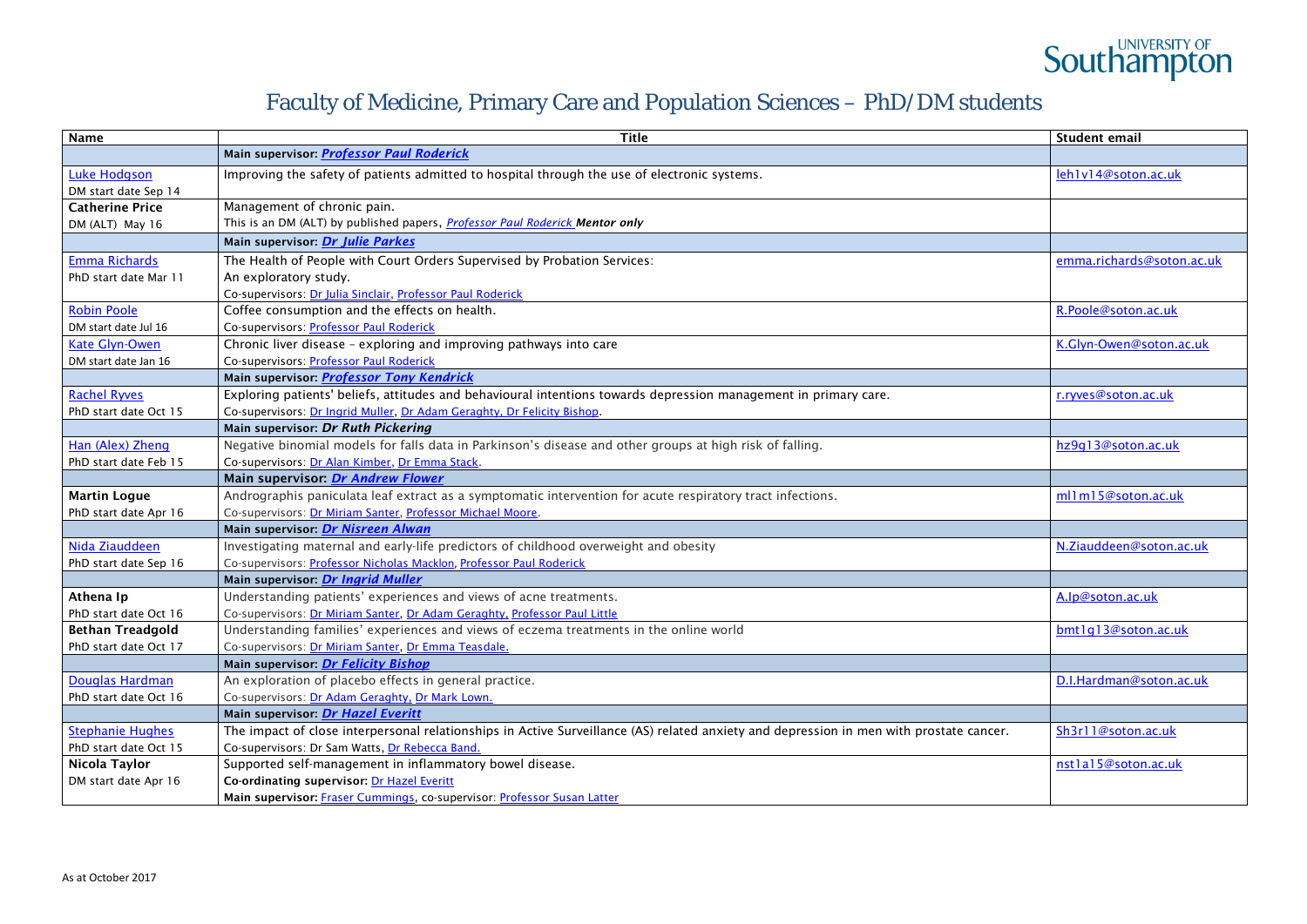# Faculty of Medicine, Primary Care and Population Sciences – PhD/DM students

| Name | Title | Student email |
|---|---|---|
| | **Main supervisor: *Professor Paul Roderick*** | |
| Luke Hodgson<br>DM start date Sep 14 | Improving the safety of patients admitted to hospital through the use of electronic systems. | leh1v14@soton.ac.uk |
| **Catherine Price**<br>DM (ALT) May 16 | Management of chronic pain.<br>This is an DM (ALT) by published papers, *Professor Paul Roderick* ***Mentor only*** | |
| | **Main supervisor: *Dr Julie Parkes*** | |
| Emma Richards<br>PhD start date Mar 11 | The Health of People with Court Orders Supervised by Probation Services:<br>An exploratory study.<br>Co-supervisors: Dr Julia Sinclair, Professor Paul Roderick | emma.richards@soton.ac.uk |
| Robin Poole<br>DM start date Jul 16 | Coffee consumption and the effects on health.<br>Co-supervisors: Professor Paul Roderick | R.Poole@soton.ac.uk |
| Kate Glyn-Owen<br>DM start date Jan 16 | Chronic liver disease – exploring and improving pathways into care<br>Co-supervisors: Professor Paul Roderick | K.Glyn-Owen@soton.ac.uk |
| | **Main supervisor: *Professor Tony Kendrick*** | |
| Rachel Ryves<br>PhD start date Oct 15 | Exploring patients' beliefs, attitudes and behavioural intentions towards depression management in primary care.<br>Co-supervisors: Dr Ingrid Muller, Dr Adam Geraghty, Dr Felicity Bishop. | r.ryves@soton.ac.uk |
| | **Main supervisor: *Dr Ruth Pickering*** | |
| Han (Alex) Zheng<br>PhD start date Feb 15 | Negative binomial models for falls data in Parkinson's disease and other groups at high risk of falling.<br>Co-supervisors: Dr Alan Kimber, Dr Emma Stack. | hz9g13@soton.ac.uk |
| | **Main supervisor: *Dr Andrew Flower*** | |
| **Martin Logue**<br>PhD start date Apr 16 | Andrographis paniculata leaf extract as a symptomatic intervention for acute respiratory tract infections.<br>Co-supervisors: Dr Miriam Santer, Professor Michael Moore. | ml1m15@soton.ac.uk |
| | **Main supervisor: *Dr Nisreen Alwan*** | |
| Nida Ziauddeen<br>PhD start date Sep 16 | Investigating maternal and early-life predictors of childhood overweight and obesity<br>Co-supervisors: Professor Nicholas Macklon, Professor Paul Roderick | N.Ziauddeen@soton.ac.uk |
| | **Main supervisor: *Dr Ingrid Muller*** | |
| **Athena Ip**<br>PhD start date Oct 16 | Understanding patients' experiences and views of acne treatments.<br>Co-supervisors: Dr Miriam Santer, Dr Adam Geraghty, Professor Paul Little | A.Ip@soton.ac.uk |
| **Bethan Treadgold**<br>PhD start date Oct 17 | Understanding families' experiences and views of eczema treatments in the online world<br>Co-supervisors: Dr Miriam Santer, Dr Emma Teasdale. | bmt1g13@soton.ac.uk |
| | **Main supervisor: *Dr Felicity Bishop*** | |
| Douglas Hardman<br>PhD start date Oct 16 | An exploration of placebo effects in general practice.<br>Co-supervisors: Dr Adam Geraghty, Dr Mark Lown. | D.I.Hardman@soton.ac.uk |
| | **Main supervisor: *Dr Hazel Everitt*** | |
| Stephanie Hughes<br>PhD start date Oct 15 | The impact of close interpersonal relationships in Active Surveillance (AS) related anxiety and depression in men with prostate cancer.<br>Co-supervisors: Dr Sam Watts, Dr Rebecca Band. | Sh3r11@soton.ac.uk |
| **Nicola Taylor**<br>DM start date Apr 16 | Supported self-management in inflammatory bowel disease.<br>**Co-ordinating supervisor:** Dr Hazel Everitt<br>**Main supervisor:** Fraser Cummings, co-supervisor: Professor Susan Latter | nst1a15@soton.ac.uk |

As at October 2017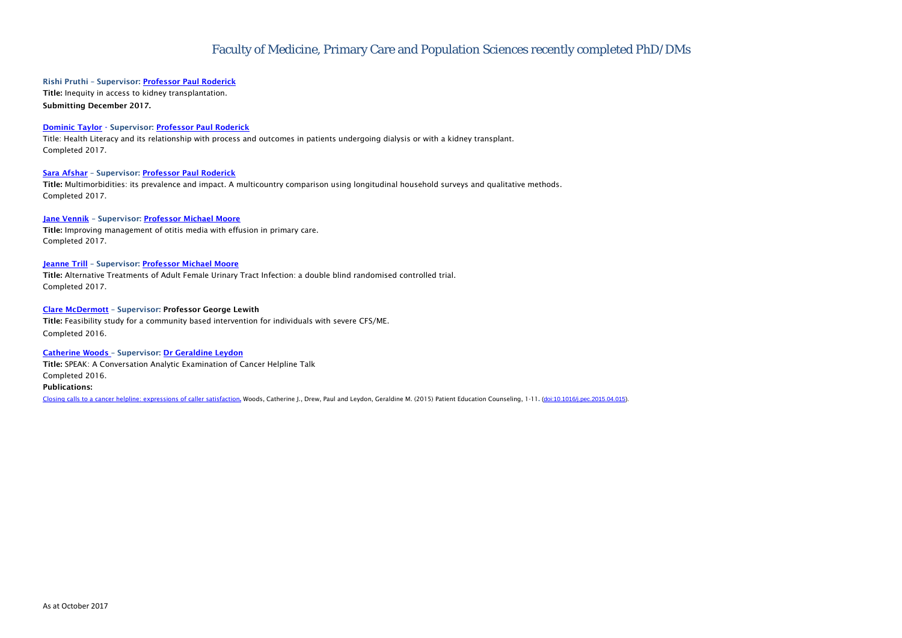# Faculty of Medicine, Primary Care and Population Sciences recently completed PhD/DMs

**Rishi Pruthi – Supervisor: Professor Paul Roderick**

**Title:** Inequity in access to kidney transplantation.

**Submitting December 2017.**

**Dominic Taylor - Supervisor: Professor Paul Roderick**

Title: Health Literacy and its relationship with process and outcomes in patients undergoing dialysis or with a kidney transplant.

Completed 2017.

**Sara Afshar – Supervisor: Professor Paul Roderick**

**Title:** Multimorbidities: its prevalence and impact. A multicountry comparison using longitudinal household surveys and qualitative methods.

Completed 2017.

**Jane Vennik – Supervisor: Professor Michael Moore**

**Title:** Improving management of otitis media with effusion in primary care.

Completed 2017.

**Jeanne Trill – Supervisor: Professor Michael Moore**

**Title:** Alternative Treatments of Adult Female Urinary Tract Infection: a double blind randomised controlled trial.

Completed 2017.

**Clare McDermott – Supervisor: Professor George Lewith**

**Title:** Feasibility study for a community based intervention for individuals with severe CFS/ME.

Completed 2016.

**Catherine Woods – Supervisor: Dr Geraldine Leydon**

**Title:** SPEAK: A Conversation Analytic Examination of Cancer Helpline Talk

Completed 2016.

**Publications:**

Closing calls to a cancer helpline: expressions of caller satisfaction. Woods, Catherine J., Drew, Paul and Leydon, Geraldine M. (2015) Patient Education Counseling, 1-11. (doi:10.1016/j.pec.2015.04.015).

As at October 2017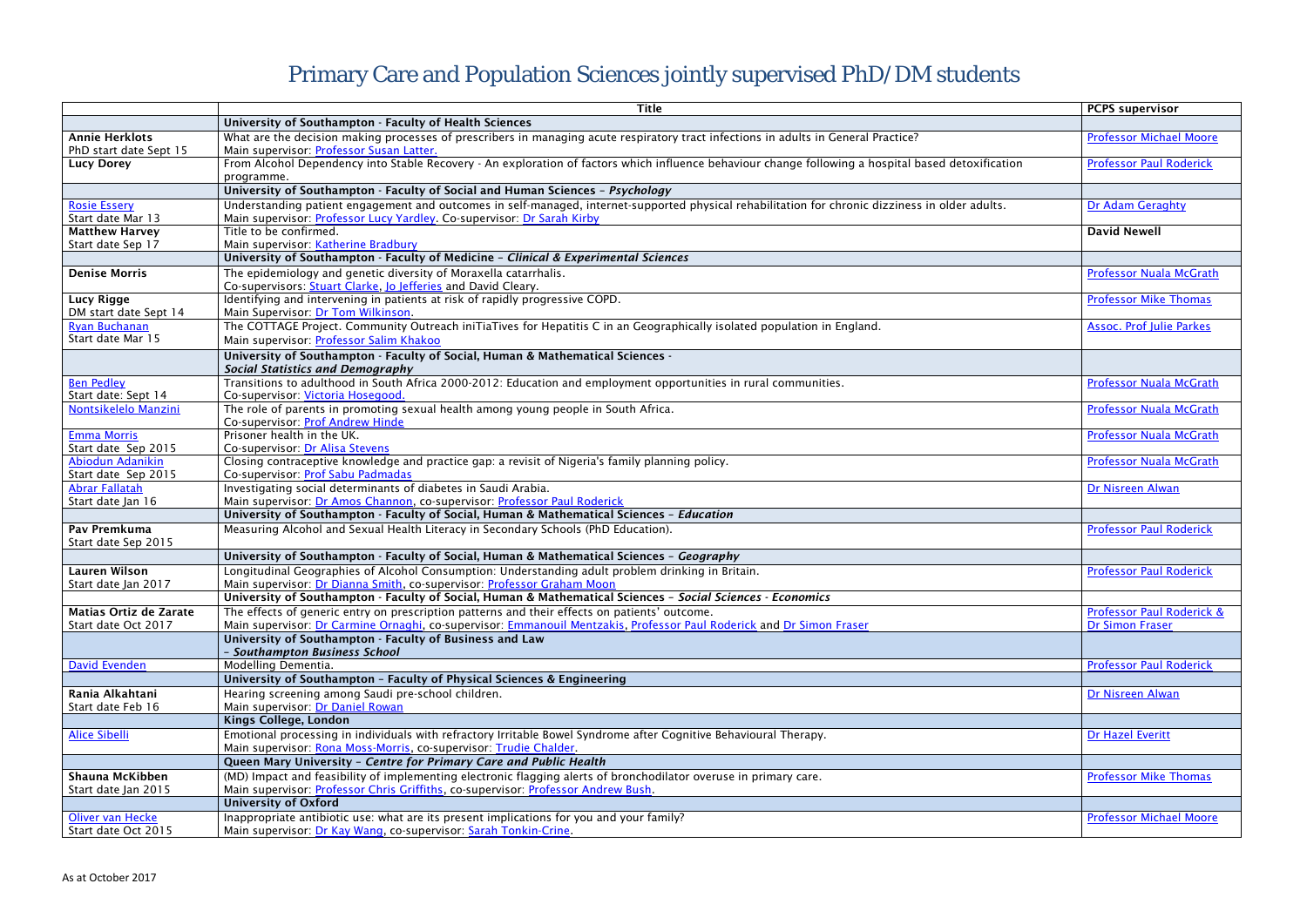# Primary Care and Population Sciences jointly supervised PhD/DM students

| | Title | PCPS supervisor |
|---|---|---|
| | **University of Southampton - Faculty of Health Sciences** | |
| **Annie Herklots**<br>PhD start date Sept 15 | What are the decision making processes of prescribers in managing acute respiratory tract infections in adults in General Practice?<br>Main supervisor: Professor Susan Latter. | Professor Michael Moore |
| **Lucy Dorey** | From Alcohol Dependency into Stable Recovery - An exploration of factors which influence behaviour change following a hospital based detoxification programme. | Professor Paul Roderick |
| | **University of Southampton - Faculty of Social and Human Sciences – *Psychology*** | |
| Rosie Essery<br>Start date Mar 13 | Understanding patient engagement and outcomes in self-managed, internet-supported physical rehabilitation for chronic dizziness in older adults.<br>Main supervisor: Professor Lucy Yardley. Co-supervisor: Dr Sarah Kirby | Dr Adam Geraghty |
| **Matthew Harvey**<br>Start date Sep 17 | Title to be confirmed.<br>Main supervisor: Katherine Bradbury | **David Newell** |
| | **University of Southampton - Faculty of Medicine – *Clinical & Experimental Sciences*** | |
| **Denise Morris** | The epidemiology and genetic diversity of Moraxella catarrhalis.<br>Co-supervisors: Stuart Clarke, Jo Jefferies and David Cleary. | Professor Nuala McGrath |
| **Lucy Rigge**<br>DM start date Sept 14 | Identifying and intervening in patients at risk of rapidly progressive COPD.<br>Main Supervisor: Dr Tom Wilkinson. | Professor Mike Thomas |
| Ryan Buchanan<br>Start date Mar 15 | The COTTAGE Project. Community Outreach iniTiaTives for Hepatitis C in an Geographically isolated population in England.<br>Main supervisor: Professor Salim Khakoo | Assoc. Prof Julie Parkes |
| | **University of Southampton - Faculty of Social, Human & Mathematical Sciences - *Social Statistics and Demography*** | |
| Ben Pedley<br>Start date: Sept 14 | Transitions to adulthood in South Africa 2000-2012: Education and employment opportunities in rural communities.<br>Co-supervisor: Victoria Hosegood. | Professor Nuala McGrath |
| Nontsikelelo Manzini | The role of parents in promoting sexual health among young people in South Africa.<br>Co-supervisor: Prof Andrew Hinde | Professor Nuala McGrath |
| Emma Morris<br>Start date Sep 2015 | Prisoner health in the UK.<br>Co-supervisor: Dr Alisa Stevens | Professor Nuala McGrath |
| Abiodun Adanikin<br>Start date Sep 2015 | Closing contraceptive knowledge and practice gap: a revisit of Nigeria's family planning policy.<br>Co-supervisor: Prof Sabu Padmadas | Professor Nuala McGrath |
| Abrar Fallatah<br>Start date Jan 16 | Investigating social determinants of diabetes in Saudi Arabia.<br>Main supervisor: Dr Amos Channon, co-supervisor: Professor Paul Roderick | Dr Nisreen Alwan |
| | **University of Southampton - Faculty of Social, Human & Mathematical Sciences – *Education*** | |
| **Pav Premkuma**<br>Start date Sep 2015 | Measuring Alcohol and Sexual Health Literacy in Secondary Schools (PhD Education). | Professor Paul Roderick |
| | **University of Southampton - Faculty of Social, Human & Mathematical Sciences – *Geography*** | |
| **Lauren Wilson**<br>Start date Jan 2017 | Longitudinal Geographies of Alcohol Consumption: Understanding adult problem drinking in Britain.<br>Main supervisor: Dr Dianna Smith, co-supervisor: Professor Graham Moon | Professor Paul Roderick |
| | **University of Southampton - Faculty of Social, Human & Mathematical Sciences – *Social Sciences - Economics*** | |
| **Matias Ortiz de Zarate**<br>Start date Oct 2017 | The effects of generic entry on prescription patterns and their effects on patients' outcome.<br>Main supervisor: Dr Carmine Ornaghi, co-supervisor: Emmanouil Mentzakis, Professor Paul Roderick and Dr Simon Fraser | Professor Paul Roderick & Dr Simon Fraser |
| | **University of Southampton - Faculty of Business and Law – *Southampton Business School*** | |
| David Evenden | Modelling Dementia. | Professor Paul Roderick |
| | **University of Southampton – Faculty of Physical Sciences & Engineering** | |
| **Rania Alkahtani**<br>Start date Feb 16 | Hearing screening among Saudi pre-school children.<br>Main supervisor: Dr Daniel Rowan | Dr Nisreen Alwan |
| | **Kings College, London** | |
| Alice Sibelli | Emotional processing in individuals with refractory Irritable Bowel Syndrome after Cognitive Behavioural Therapy.<br>Main supervisor: Rona Moss-Morris, co-supervisor: Trudie Chalder. | Dr Hazel Everitt |
| | **Queen Mary University – *Centre for Primary Care and Public Health*** | |
| **Shauna McKibben**<br>Start date Jan 2015 | (MD) Impact and feasibility of implementing electronic flagging alerts of bronchodilator overuse in primary care.<br>Main supervisor: Professor Chris Griffiths, co-supervisor: Professor Andrew Bush. | Professor Mike Thomas |
| | **University of Oxford** | |
| Oliver van Hecke<br>Start date Oct 2015 | Inappropriate antibiotic use: what are its present implications for you and your family?<br>Main supervisor: Dr Kay Wang, co-supervisor: Sarah Tonkin-Crine. | Professor Michael Moore |

As at October 2017